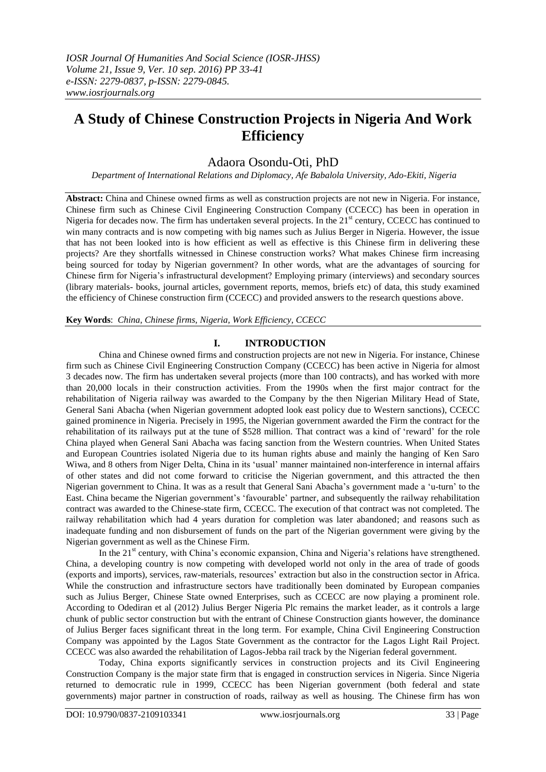# A Study of Chinese Construction Projects in Nigeria And Work Efficiency

Adaora Osondu-Oti, PhD

*Department of International Relations and Diplomacy, Afe Babalola University, Ado-Ekiti, Nigeria*

**Abstract:** China and Chinese owned firms as well as construction projects are not new in Nigeria. For instance, Chinese firm such as Chinese Civil Engineering Construction Company (CCECC) has been in operation in Nigeria for decades now. The firm has undertaken several projects. In the 21st century, CCECC has continued to win many contracts and is now competing with big names such as Julius Berger in Nigeria. However, the issue that has not been looked into is how efficient as well as effective is this Chinese firm in delivering these projects? Are they shortfalls witnessed in Chinese construction works? What makes Chinese firm increasing being sourced for today by Nigerian government? In other words, what are the advantages of sourcing for Chinese firm for Nigeria's infrastructural development? Employing primary (interviews) and secondary sources (library materials- books, journal articles, government reports, memos, briefs etc) of data, this study examined the efficiency of Chinese construction firm (CCECC) and provided answers to the research questions above.

**Key Words**: *China, Chinese firms, Nigeria, Work Efficiency, CCECC*

## I. INTRODUCTION

China and Chinese owned firms and construction projects are not new in Nigeria. For instance, Chinese firm such as Chinese Civil Engineering Construction Company (CCECC) has been active in Nigeria for almost 3 decades now. The firm has undertaken several projects (more than 100 contracts), and has worked with more than 20,000 locals in their construction activities. From the 1990s when the first major contract for the rehabilitation of Nigeria railway was awarded to the Company by the then Nigerian Military Head of State, General Sani Abacha (when Nigerian government adopted look east policy due to Western sanctions), CCECC gained prominence in Nigeria. Precisely in 1995, the Nigerian government awarded the Firm the contract for the rehabilitation of its railways put at the tune of $528 million. That contract was a kind of 'reward' for the role China played when General Sani Abacha was facing sanction from the Western countries. When United States and European Countries isolated Nigeria due to its human rights abuse and mainly the hanging of Ken Saro Wiwa, and 8 others from Niger Delta, China in its 'usual' manner maintained non-interference in internal affairs of other states and did not come forward to criticise the Nigerian government, and this attracted the then Nigerian government to China. It was as a result that General Sani Abacha's government made a 'u-turn' to the East. China became the Nigerian government's 'favourable' partner, and subsequently the railway rehabilitation contract was awarded to the Chinese-state firm, CCECC. The execution of that contract was not completed. The railway rehabilitation which had 4 years duration for completion was later abandoned; and reasons such as inadequate funding and non disbursement of funds on the part of the Nigerian government were giving by the Nigerian government as well as the Chinese Firm.

In the 21st century, with China's economic expansion, China and Nigeria's relations have strengthened. China, a developing country is now competing with developed world not only in the area of trade of goods (exports and imports), services, raw-materials, resources' extraction but also in the construction sector in Africa. While the construction and infrastructure sectors have traditionally been dominated by European companies such as Julius Berger, Chinese State owned Enterprises, such as CCECC are now playing a prominent role. According to Odediran et al (2012) Julius Berger Nigeria Plc remains the market leader, as it controls a large chunk of public sector construction but with the entrant of Chinese Construction giants however, the dominance of Julius Berger faces significant threat in the long term. For example, China Civil Engineering Construction Company was appointed by the Lagos State Government as the contractor for the Lagos Light Rail Project. CCECC was also awarded the rehabilitation of Lagos-Jebba rail track by the Nigerian federal government.

Today, China exports significantly services in construction projects and its Civil Engineering Construction Company is the major state firm that is engaged in construction services in Nigeria. Since Nigeria returned to democratic rule in 1999, CCECC has been Nigerian government (both federal and state governments) major partner in construction of roads, railway as well as housing. The Chinese firm has won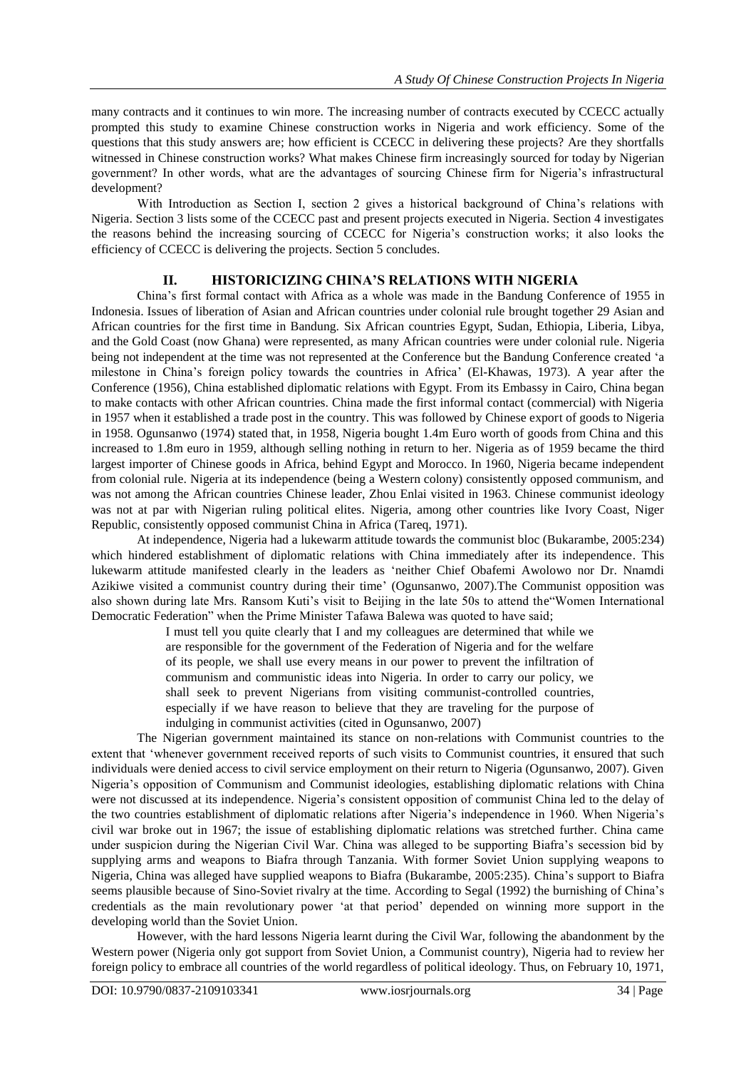many contracts and it continues to win more. The increasing number of contracts executed by CCECC actually prompted this study to examine Chinese construction works in Nigeria and work efficiency. Some of the questions that this study answers are; how efficient is CCECC in delivering these projects? Are they shortfalls witnessed in Chinese construction works? What makes Chinese firm increasingly sourced for today by Nigerian government? In other words, what are the advantages of sourcing Chinese firm for Nigeria's infrastructural development?

With Introduction as Section I, section 2 gives a historical background of China's relations with Nigeria. Section 3 lists some of the CCECC past and present projects executed in Nigeria. Section 4 investigates the reasons behind the increasing sourcing of CCECC for Nigeria's construction works; it also looks the efficiency of CCECC is delivering the projects. Section 5 concludes.

## II. HISTORICIZING CHINA'S RELATIONS WITH NIGERIA

China's first formal contact with Africa as a whole was made in the Bandung Conference of 1955 in Indonesia. Issues of liberation of Asian and African countries under colonial rule brought together 29 Asian and African countries for the first time in Bandung. Six African countries Egypt, Sudan, Ethiopia, Liberia, Libya, and the Gold Coast (now Ghana) were represented, as many African countries were under colonial rule. Nigeria being not independent at the time was not represented at the Conference but the Bandung Conference created 'a milestone in China's foreign policy towards the countries in Africa' (El-Khawas, 1973). A year after the Conference (1956), China established diplomatic relations with Egypt. From its Embassy in Cairo, China began to make contacts with other African countries. China made the first informal contact (commercial) with Nigeria in 1957 when it established a trade post in the country. This was followed by Chinese export of goods to Nigeria in 1958. Ogunsanwo (1974) stated that, in 1958, Nigeria bought 1.4m Euro worth of goods from China and this increased to 1.8m euro in 1959, although selling nothing in return to her. Nigeria as of 1959 became the third largest importer of Chinese goods in Africa, behind Egypt and Morocco. In 1960, Nigeria became independent from colonial rule. Nigeria at its independence (being a Western colony) consistently opposed communism, and was not among the African countries Chinese leader, Zhou Enlai visited in 1963. Chinese communist ideology was not at par with Nigerian ruling political elites. Nigeria, among other countries like Ivory Coast, Niger Republic, consistently opposed communist China in Africa (Tareq, 1971).

At independence, Nigeria had a lukewarm attitude towards the communist bloc (Bukarambe, 2005:234) which hindered establishment of diplomatic relations with China immediately after its independence. This lukewarm attitude manifested clearly in the leaders as 'neither Chief Obafemi Awolowo nor Dr. Nnamdi Azikiwe visited a communist country during their time' (Ogunsanwo, 2007).The Communist opposition was also shown during late Mrs. Ransom Kuti's visit to Beijing in the late 50s to attend the"Women International Democratic Federation" when the Prime Minister Tafawa Balewa was quoted to have said;

> I must tell you quite clearly that I and my colleagues are determined that while we are responsible for the government of the Federation of Nigeria and for the welfare of its people, we shall use every means in our power to prevent the infiltration of communism and communistic ideas into Nigeria. In order to carry our policy, we shall seek to prevent Nigerians from visiting communist-controlled countries, especially if we have reason to believe that they are traveling for the purpose of indulging in communist activities (cited in Ogunsanwo, 2007)

The Nigerian government maintained its stance on non-relations with Communist countries to the extent that 'whenever government received reports of such visits to Communist countries, it ensured that such individuals were denied access to civil service employment on their return to Nigeria (Ogunsanwo, 2007). Given Nigeria's opposition of Communism and Communist ideologies, establishing diplomatic relations with China were not discussed at its independence. Nigeria's consistent opposition of communist China led to the delay of the two countries establishment of diplomatic relations after Nigeria's independence in 1960. When Nigeria's civil war broke out in 1967; the issue of establishing diplomatic relations was stretched further. China came under suspicion during the Nigerian Civil War. China was alleged to be supporting Biafra's secession bid by supplying arms and weapons to Biafra through Tanzania. With former Soviet Union supplying weapons to Nigeria, China was alleged have supplied weapons to Biafra (Bukarambe, 2005:235). China's support to Biafra seems plausible because of Sino-Soviet rivalry at the time. According to Segal (1992) the burnishing of China's credentials as the main revolutionary power 'at that period' depended on winning more support in the developing world than the Soviet Union.

However, with the hard lessons Nigeria learnt during the Civil War, following the abandonment by the Western power (Nigeria only got support from Soviet Union, a Communist country), Nigeria had to review her foreign policy to embrace all countries of the world regardless of political ideology. Thus, on February 10, 1971,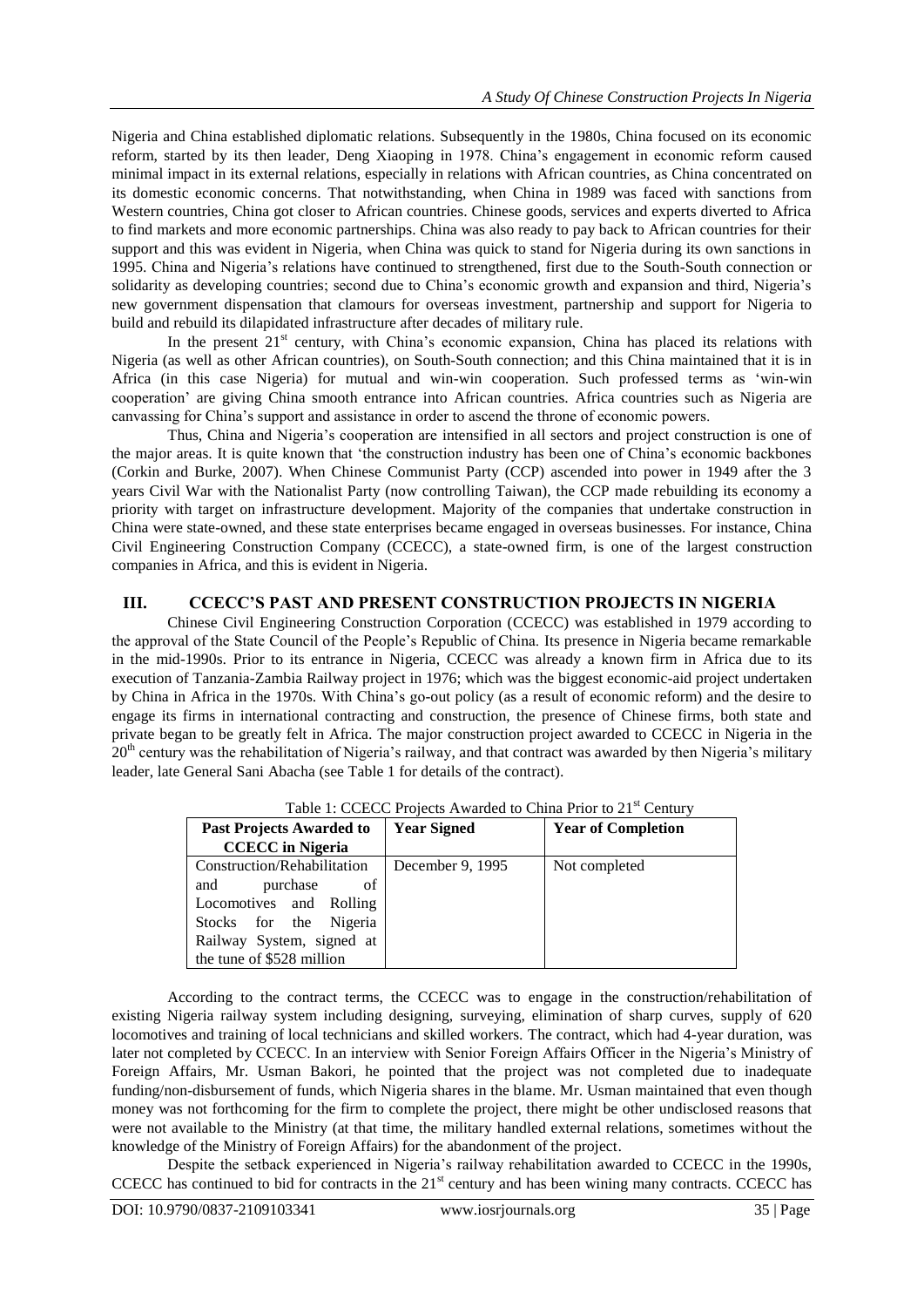Nigeria and China established diplomatic relations. Subsequently in the 1980s, China focused on its economic reform, started by its then leader, Deng Xiaoping in 1978. China's engagement in economic reform caused minimal impact in its external relations, especially in relations with African countries, as China concentrated on its domestic economic concerns. That notwithstanding, when China in 1989 was faced with sanctions from Western countries, China got closer to African countries. Chinese goods, services and experts diverted to Africa to find markets and more economic partnerships. China was also ready to pay back to African countries for their support and this was evident in Nigeria, when China was quick to stand for Nigeria during its own sanctions in 1995. China and Nigeria's relations have continued to strengthened, first due to the South-South connection or solidarity as developing countries; second due to China's economic growth and expansion and third, Nigeria's new government dispensation that clamours for overseas investment, partnership and support for Nigeria to build and rebuild its dilapidated infrastructure after decades of military rule.

In the present 21st century, with China's economic expansion, China has placed its relations with Nigeria (as well as other African countries), on South-South connection; and this China maintained that it is in Africa (in this case Nigeria) for mutual and win-win cooperation. Such professed terms as 'win-win cooperation' are giving China smooth entrance into African countries. Africa countries such as Nigeria are canvassing for China's support and assistance in order to ascend the throne of economic powers.

Thus, China and Nigeria's cooperation are intensified in all sectors and project construction is one of the major areas. It is quite known that 'the construction industry has been one of China's economic backbones (Corkin and Burke, 2007). When Chinese Communist Party (CCP) ascended into power in 1949 after the 3 years Civil War with the Nationalist Party (now controlling Taiwan), the CCP made rebuilding its economy a priority with target on infrastructure development. Majority of the companies that undertake construction in China were state-owned, and these state enterprises became engaged in overseas businesses. For instance, China Civil Engineering Construction Company (CCECC), a state-owned firm, is one of the largest construction companies in Africa, and this is evident in Nigeria.

## III. CCECC'S PAST AND PRESENT CONSTRUCTION PROJECTS IN NIGERIA

Chinese Civil Engineering Construction Corporation (CCECC) was established in 1979 according to the approval of the State Council of the People's Republic of China. Its presence in Nigeria became remarkable in the mid-1990s. Prior to its entrance in Nigeria, CCECC was already a known firm in Africa due to its execution of Tanzania-Zambia Railway project in 1976; which was the biggest economic-aid project undertaken by China in Africa in the 1970s. With China's go-out policy (as a result of economic reform) and the desire to engage its firms in international contracting and construction, the presence of Chinese firms, both state and private began to be greatly felt in Africa. The major construction project awarded to CCECC in Nigeria in the 20th century was the rehabilitation of Nigeria's railway, and that contract was awarded by then Nigeria's military leader, late General Sani Abacha (see Table 1 for details of the contract).

Table 1: CCECC Projects Awarded to China Prior to 21st Century

| Past Projects Awarded to CCECC in Nigeria | Year Signed | Year of Completion |
|---|---|---|
| Construction/Rehabilitation and purchase of Locomotives and Rolling Stocks for the Nigeria Railway System, signed at the tune of $528 million | December 9, 1995 | Not completed |

According to the contract terms, the CCECC was to engage in the construction/rehabilitation of existing Nigeria railway system including designing, surveying, elimination of sharp curves, supply of 620 locomotives and training of local technicians and skilled workers. The contract, which had 4-year duration, was later not completed by CCECC. In an interview with Senior Foreign Affairs Officer in the Nigeria's Ministry of Foreign Affairs, Mr. Usman Bakori, he pointed that the project was not completed due to inadequate funding/non-disbursement of funds, which Nigeria shares in the blame. Mr. Usman maintained that even though money was not forthcoming for the firm to complete the project, there might be other undisclosed reasons that were not available to the Ministry (at that time, the military handled external relations, sometimes without the knowledge of the Ministry of Foreign Affairs) for the abandonment of the project.

Despite the setback experienced in Nigeria's railway rehabilitation awarded to CCECC in the 1990s, CCECC has continued to bid for contracts in the 21st century and has been wining many contracts. CCECC has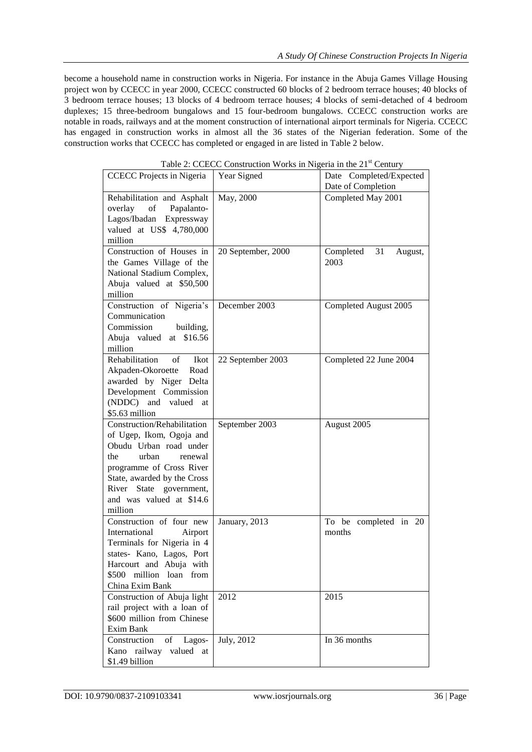become a household name in construction works in Nigeria. For instance in the Abuja Games Village Housing project won by CCECC in year 2000, CCECC constructed 60 blocks of 2 bedroom terrace houses; 40 blocks of 3 bedroom terrace houses; 13 blocks of 4 bedroom terrace houses; 4 blocks of semi-detached of 4 bedroom duplexes; 15 three-bedroom bungalows and 15 four-bedroom bungalows. CCECC construction works are notable in roads, railways and at the moment construction of international airport terminals for Nigeria. CCECC has engaged in construction works in almost all the 36 states of the Nigerian federation. Some of the construction works that CCECC has completed or engaged in are listed in Table 2 below.

Table 2: CCECC Construction Works in Nigeria in the 21st Century

| CCECC Projects in Nigeria | Year Signed | Date Completed/Expected Date of Completion |
|---|---|---|
| Rehabilitation and Asphalt overlay of Papalanto-Lagos/Ibadan Expressway valued at US$ 4,780,000 million | May, 2000 | Completed May 2001 |
| Construction of Houses in the Games Village of the National Stadium Complex, Abuja valued at $50,500 million | 20 September, 2000 | Completed 31 August, 2003 |
| Construction of Nigeria's Communication Commission building, Abuja valued at $16.56 million | December 2003 | Completed August 2005 |
| Rehabilitation of Ikot Akpaden-Okoroette Road awarded by Niger Delta Development Commission (NDDC) and valued at $5.63 million | 22 September 2003 | Completed 22 June 2004 |
| Construction/Rehabilitation of Ugep, Ikom, Ogoja and Obudu Urban road under the urban renewal programme of Cross River State, awarded by the Cross River State government, and was valued at $14.6 million | September 2003 | August 2005 |
| Construction of four new International Airport Terminals for Nigeria in 4 states- Kano, Lagos, Port Harcourt and Abuja with $500 million loan from China Exim Bank | January, 2013 | To be completed in 20 months |
| Construction of Abuja light rail project with a loan of $600 million from Chinese Exim Bank | 2012 | 2015 |
| Construction of Lagos-Kano railway valued at $1.49 billion | July, 2012 | In 36 months |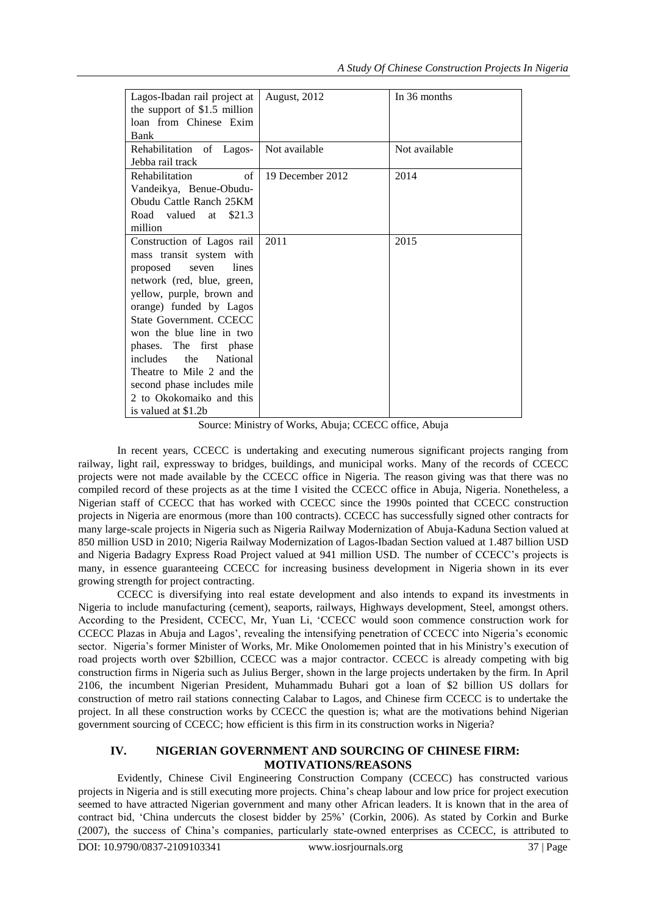| Lagos-Ibadan rail project at the support of \$1.5 million loan from Chinese Exim Bank | August, 2012 | In 36 months |
|---|---|---|
| Rehabilitation of Lagos-Jebba rail track | Not available | Not available |
| Rehabilitation of Vandeikya, Benue-Obudu-Obudu Cattle Ranch 25KM Road valued at \$21.3 million | 19 December 2012 | 2014 |
| Construction of Lagos rail mass transit system with proposed seven lines network (red, blue, green, yellow, purple, brown and orange) funded by Lagos State Government. CCECC won the blue line in two phases. The first phase includes the National Theatre to Mile 2 and the second phase includes mile 2 to Okokomaiko and this is valued at \$1.2b | 2011 | 2015 |

Source: Ministry of Works, Abuja; CCECC office, Abuja

In recent years, CCECC is undertaking and executing numerous significant projects ranging from railway, light rail, expressway to bridges, buildings, and municipal works. Many of the records of CCECC projects were not made available by the CCECC office in Nigeria. The reason giving was that there was no compiled record of these projects as at the time I visited the CCECC office in Abuja, Nigeria. Nonetheless, a Nigerian staff of CCECC that has worked with CCECC since the 1990s pointed that CCECC construction projects in Nigeria are enormous (more than 100 contracts). CCECC has successfully signed other contracts for many large-scale projects in Nigeria such as Nigeria Railway Modernization of Abuja-Kaduna Section valued at 850 million USD in 2010; Nigeria Railway Modernization of Lagos-Ibadan Section valued at 1.487 billion USD and Nigeria Badagry Express Road Project valued at 941 million USD. The number of CCECC's projects is many, in essence guaranteeing CCECC for increasing business development in Nigeria shown in its ever growing strength for project contracting.

CCECC is diversifying into real estate development and also intends to expand its investments in Nigeria to include manufacturing (cement), seaports, railways, Highways development, Steel, amongst others. According to the President, CCECC, Mr, Yuan Li, 'CCECC would soon commence construction work for CCECC Plazas in Abuja and Lagos', revealing the intensifying penetration of CCECC into Nigeria's economic sector. Nigeria's former Minister of Works, Mr. Mike Onolomemen pointed that in his Ministry's execution of road projects worth over \$2billion, CCECC was a major contractor. CCECC is already competing with big construction firms in Nigeria such as Julius Berger, shown in the large projects undertaken by the firm. In April 2106, the incumbent Nigerian President, Muhammadu Buhari got a loan of \$2 billion US dollars for construction of metro rail stations connecting Calabar to Lagos, and Chinese firm CCECC is to undertake the project. In all these construction works by CCECC the question is; what are the motivations behind Nigerian government sourcing of CCECC; how efficient is this firm in its construction works in Nigeria?

## IV. NIGERIAN GOVERNMENT AND SOURCING OF CHINESE FIRM: MOTIVATIONS/REASONS

Evidently, Chinese Civil Engineering Construction Company (CCECC) has constructed various projects in Nigeria and is still executing more projects. China's cheap labour and low price for project execution seemed to have attracted Nigerian government and many other African leaders. It is known that in the area of contract bid, 'China undercuts the closest bidder by 25%' (Corkin, 2006). As stated by Corkin and Burke (2007), the success of China's companies, particularly state-owned enterprises as CCECC, is attributed to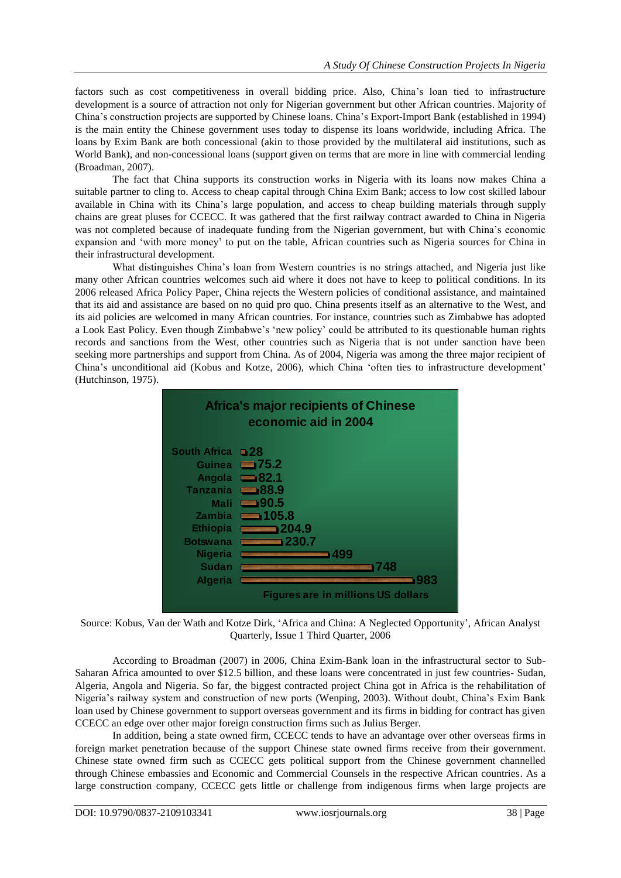factors such as cost competitiveness in overall bidding price. Also, China's loan tied to infrastructure development is a source of attraction not only for Nigerian government but other African countries. Majority of China's construction projects are supported by Chinese loans. China's Export-Import Bank (established in 1994) is the main entity the Chinese government uses today to dispense its loans worldwide, including Africa. The loans by Exim Bank are both concessional (akin to those provided by the multilateral aid institutions, such as World Bank), and non-concessional loans (support given on terms that are more in line with commercial lending (Broadman, 2007).

The fact that China supports its construction works in Nigeria with its loans now makes China a suitable partner to cling to. Access to cheap capital through China Exim Bank; access to low cost skilled labour available in China with its China's large population, and access to cheap building materials through supply chains are great pluses for CCECC. It was gathered that the first railway contract awarded to China in Nigeria was not completed because of inadequate funding from the Nigerian government, but with China's economic expansion and 'with more money' to put on the table, African countries such as Nigeria sources for China in their infrastructural development.

What distinguishes China's loan from Western countries is no strings attached, and Nigeria just like many other African countries welcomes such aid where it does not have to keep to political conditions. In its 2006 released Africa Policy Paper, China rejects the Western policies of conditional assistance, and maintained that its aid and assistance are based on no quid pro quo. China presents itself as an alternative to the West, and its aid policies are welcomed in many African countries. For instance, countries such as Zimbabwe has adopted a Look East Policy. Even though Zimbabwe's 'new policy' could be attributed to its questionable human rights records and sanctions from the West, other countries such as Nigeria that is not under sanction have been seeking more partnerships and support from China. As of 2004, Nigeria was among the three major recipient of China's unconditional aid (Kobus and Kotze, 2006), which China 'often ties to infrastructure development' (Hutchinson, 1975).

**Africa's major recipients of Chinese economic aid in 2004**

| Country | Amount |
|---|---|
| South Africa | 28 |
| Guinea | 75.2 |
| Angola | 82.1 |
| Tanzania | 88.9 |
| Mali | 90.5 |
| Zambia | 105.8 |
| Ethiopia | 204.9 |
| Botswana | 230.7 |
| Nigeria | 499 |
| Sudan | 748 |
| Algeria | 983 |

Figures are in millions US dollars

Source: Kobus, Van der Wath and Kotze Dirk, 'Africa and China: A Neglected Opportunity', African Analyst Quarterly, Issue 1 Third Quarter, 2006

According to Broadman (2007) in 2006, China Exim-Bank loan in the infrastructural sector to Sub-Saharan Africa amounted to over $12.5 billion, and these loans were concentrated in just few countries- Sudan, Algeria, Angola and Nigeria. So far, the biggest contracted project China got in Africa is the rehabilitation of Nigeria's railway system and construction of new ports (Wenping, 2003). Without doubt, China's Exim Bank loan used by Chinese government to support overseas government and its firms in bidding for contract has given CCECC an edge over other major foreign construction firms such as Julius Berger.

In addition, being a state owned firm, CCECC tends to have an advantage over other overseas firms in foreign market penetration because of the support Chinese state owned firms receive from their government. Chinese state owned firm such as CCECC gets political support from the Chinese government channelled through Chinese embassies and Economic and Commercial Counsels in the respective African countries. As a large construction company, CCECC gets little or challenge from indigenous firms when large projects are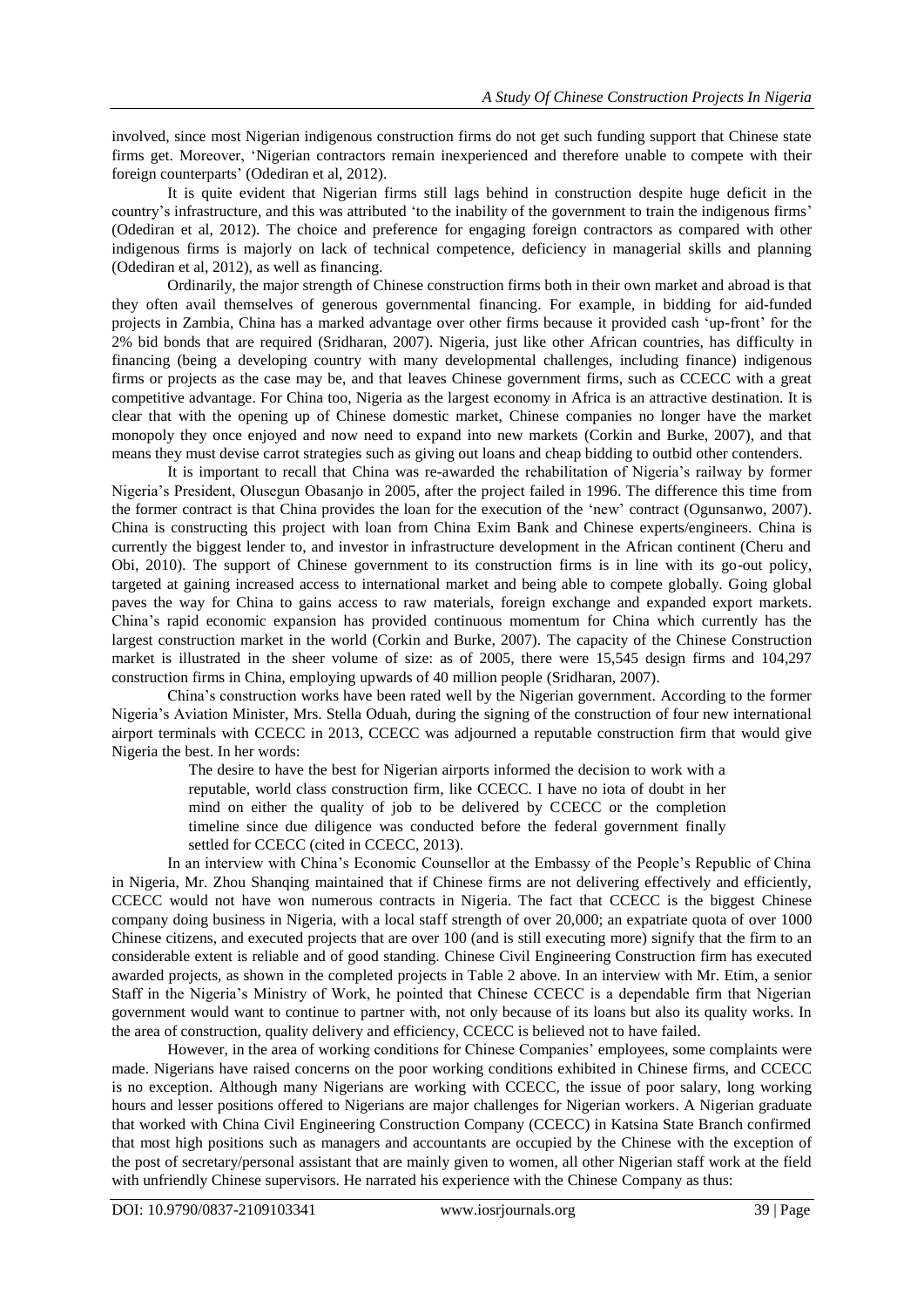involved, since most Nigerian indigenous construction firms do not get such funding support that Chinese state firms get. Moreover, 'Nigerian contractors remain inexperienced and therefore unable to compete with their foreign counterparts' (Odediran et al, 2012).

It is quite evident that Nigerian firms still lags behind in construction despite huge deficit in the country's infrastructure, and this was attributed 'to the inability of the government to train the indigenous firms' (Odediran et al, 2012). The choice and preference for engaging foreign contractors as compared with other indigenous firms is majorly on lack of technical competence, deficiency in managerial skills and planning (Odediran et al, 2012), as well as financing.

Ordinarily, the major strength of Chinese construction firms both in their own market and abroad is that they often avail themselves of generous governmental financing. For example, in bidding for aid-funded projects in Zambia, China has a marked advantage over other firms because it provided cash 'up-front' for the 2% bid bonds that are required (Sridharan, 2007). Nigeria, just like other African countries, has difficulty in financing (being a developing country with many developmental challenges, including finance) indigenous firms or projects as the case may be, and that leaves Chinese government firms, such as CCECC with a great competitive advantage. For China too, Nigeria as the largest economy in Africa is an attractive destination. It is clear that with the opening up of Chinese domestic market, Chinese companies no longer have the market monopoly they once enjoyed and now need to expand into new markets (Corkin and Burke, 2007), and that means they must devise carrot strategies such as giving out loans and cheap bidding to outbid other contenders.

It is important to recall that China was re-awarded the rehabilitation of Nigeria's railway by former Nigeria's President, Olusegun Obasanjo in 2005, after the project failed in 1996. The difference this time from the former contract is that China provides the loan for the execution of the 'new' contract (Ogunsanwo, 2007). China is constructing this project with loan from China Exim Bank and Chinese experts/engineers. China is currently the biggest lender to, and investor in infrastructure development in the African continent (Cheru and Obi, 2010). The support of Chinese government to its construction firms is in line with its go-out policy, targeted at gaining increased access to international market and being able to compete globally. Going global paves the way for China to gains access to raw materials, foreign exchange and expanded export markets. China's rapid economic expansion has provided continuous momentum for China which currently has the largest construction market in the world (Corkin and Burke, 2007). The capacity of the Chinese Construction market is illustrated in the sheer volume of size: as of 2005, there were 15,545 design firms and 104,297 construction firms in China, employing upwards of 40 million people (Sridharan, 2007).

China's construction works have been rated well by the Nigerian government. According to the former Nigeria's Aviation Minister, Mrs. Stella Oduah, during the signing of the construction of four new international airport terminals with CCECC in 2013, CCECC was adjourned a reputable construction firm that would give Nigeria the best. In her words:

> The desire to have the best for Nigerian airports informed the decision to work with a reputable, world class construction firm, like CCECC. I have no iota of doubt in her mind on either the quality of job to be delivered by CCECC or the completion timeline since due diligence was conducted before the federal government finally settled for CCECC (cited in CCECC, 2013).

In an interview with China's Economic Counsellor at the Embassy of the People's Republic of China in Nigeria, Mr. Zhou Shanqing maintained that if Chinese firms are not delivering effectively and efficiently, CCECC would not have won numerous contracts in Nigeria. The fact that CCECC is the biggest Chinese company doing business in Nigeria, with a local staff strength of over 20,000; an expatriate quota of over 1000 Chinese citizens, and executed projects that are over 100 (and is still executing more) signify that the firm to an considerable extent is reliable and of good standing. Chinese Civil Engineering Construction firm has executed awarded projects, as shown in the completed projects in Table 2 above. In an interview with Mr. Etim, a senior Staff in the Nigeria's Ministry of Work, he pointed that Chinese CCECC is a dependable firm that Nigerian government would want to continue to partner with, not only because of its loans but also its quality works. In the area of construction, quality delivery and efficiency, CCECC is believed not to have failed.

However, in the area of working conditions for Chinese Companies' employees, some complaints were made. Nigerians have raised concerns on the poor working conditions exhibited in Chinese firms, and CCECC is no exception. Although many Nigerians are working with CCECC, the issue of poor salary, long working hours and lesser positions offered to Nigerians are major challenges for Nigerian workers. A Nigerian graduate that worked with China Civil Engineering Construction Company (CCECC) in Katsina State Branch confirmed that most high positions such as managers and accountants are occupied by the Chinese with the exception of the post of secretary/personal assistant that are mainly given to women, all other Nigerian staff work at the field with unfriendly Chinese supervisors. He narrated his experience with the Chinese Company as thus: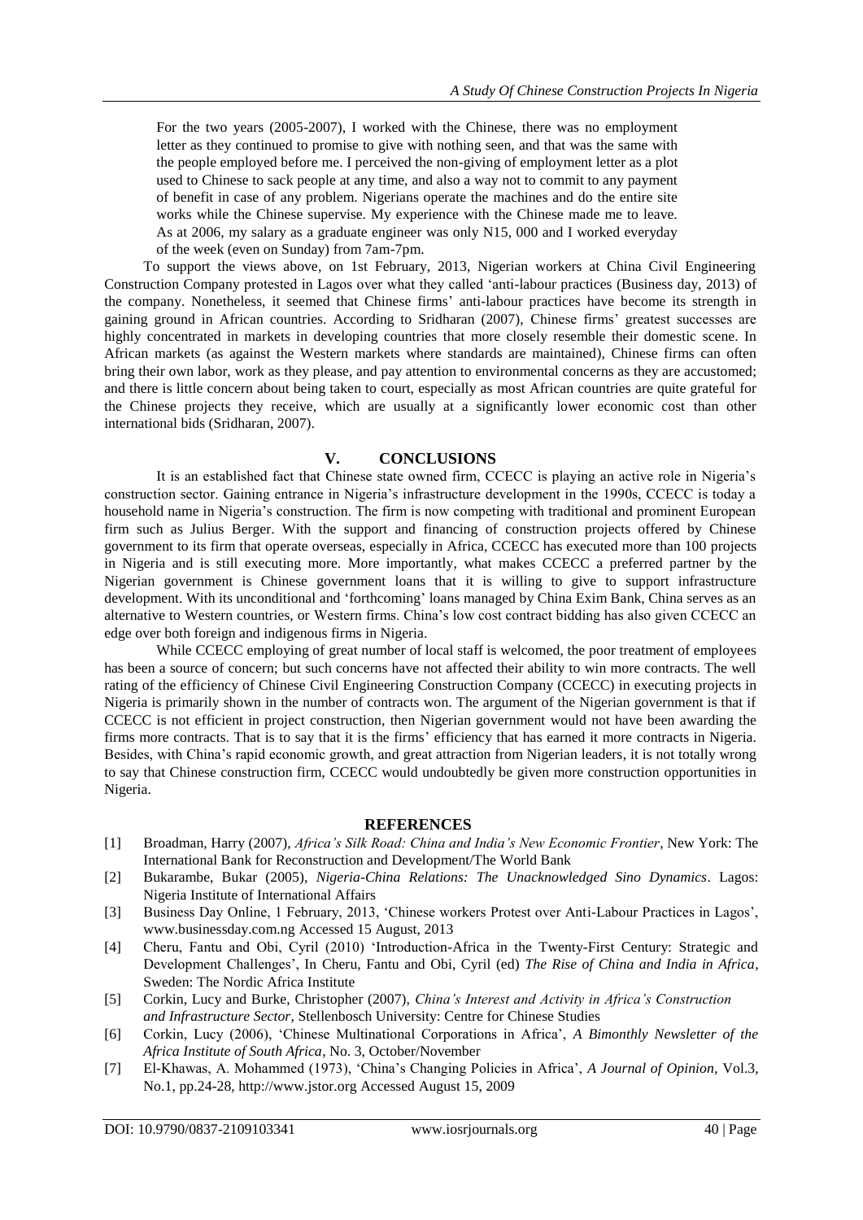> For the two years (2005-2007), I worked with the Chinese, there was no employment letter as they continued to promise to give with nothing seen, and that was the same with the people employed before me. I perceived the non-giving of employment letter as a plot used to Chinese to sack people at any time, and also a way not to commit to any payment of benefit in case of any problem. Nigerians operate the machines and do the entire site works while the Chinese supervise. My experience with the Chinese made me to leave. As at 2006, my salary as a graduate engineer was only N15, 000 and I worked everyday of the week (even on Sunday) from 7am-7pm.

To support the views above, on 1st February, 2013, Nigerian workers at China Civil Engineering Construction Company protested in Lagos over what they called 'anti-labour practices (Business day, 2013) of the company. Nonetheless, it seemed that Chinese firms' anti-labour practices have become its strength in gaining ground in African countries. According to Sridharan (2007), Chinese firms' greatest successes are highly concentrated in markets in developing countries that more closely resemble their domestic scene. In African markets (as against the Western markets where standards are maintained), Chinese firms can often bring their own labor, work as they please, and pay attention to environmental concerns as they are accustomed; and there is little concern about being taken to court, especially as most African countries are quite grateful for the Chinese projects they receive, which are usually at a significantly lower economic cost than other international bids (Sridharan, 2007).

## V. CONCLUSIONS

It is an established fact that Chinese state owned firm, CCECC is playing an active role in Nigeria's construction sector. Gaining entrance in Nigeria's infrastructure development in the 1990s, CCECC is today a household name in Nigeria's construction. The firm is now competing with traditional and prominent European firm such as Julius Berger. With the support and financing of construction projects offered by Chinese government to its firm that operate overseas, especially in Africa, CCECC has executed more than 100 projects in Nigeria and is still executing more. More importantly, what makes CCECC a preferred partner by the Nigerian government is Chinese government loans that it is willing to give to support infrastructure development. With its unconditional and 'forthcoming' loans managed by China Exim Bank, China serves as an alternative to Western countries, or Western firms. China's low cost contract bidding has also given CCECC an edge over both foreign and indigenous firms in Nigeria.

While CCECC employing of great number of local staff is welcomed, the poor treatment of employees has been a source of concern; but such concerns have not affected their ability to win more contracts. The well rating of the efficiency of Chinese Civil Engineering Construction Company (CCECC) in executing projects in Nigeria is primarily shown in the number of contracts won. The argument of the Nigerian government is that if CCECC is not efficient in project construction, then Nigerian government would not have been awarding the firms more contracts. That is to say that it is the firms' efficiency that has earned it more contracts in Nigeria. Besides, with China's rapid economic growth, and great attraction from Nigerian leaders, it is not totally wrong to say that Chinese construction firm, CCECC would undoubtedly be given more construction opportunities in Nigeria.

## REFERENCES

[1] Broadman, Harry (2007), *Africa's Silk Road: China and India's New Economic Frontier*, New York: The International Bank for Reconstruction and Development/The World Bank

[2] Bukarambe, Bukar (2005), *Nigeria-China Relations: The Unacknowledged Sino Dynamics*. Lagos: Nigeria Institute of International Affairs

[3] Business Day Online, 1 February, 2013, 'Chinese workers Protest over Anti-Labour Practices in Lagos', www.businessday.com.ng Accessed 15 August, 2013

[4] Cheru, Fantu and Obi, Cyril (2010) 'Introduction-Africa in the Twenty-First Century: Strategic and Development Challenges', In Cheru, Fantu and Obi, Cyril (ed) *The Rise of China and India in Africa*, Sweden: The Nordic Africa Institute

[5] Corkin, Lucy and Burke, Christopher (2007), *China's Interest and Activity in Africa's Construction and Infrastructure Sector*, Stellenbosch University: Centre for Chinese Studies

[6] Corkin, Lucy (2006), 'Chinese Multinational Corporations in Africa', *A Bimonthly Newsletter of the Africa Institute of South Africa*, No. 3, October/November

[7] El-Khawas, A. Mohammed (1973), 'China's Changing Policies in Africa', *A Journal of Opinion*, Vol.3, No.1, pp.24-28, http://www.jstor.org Accessed August 15, 2009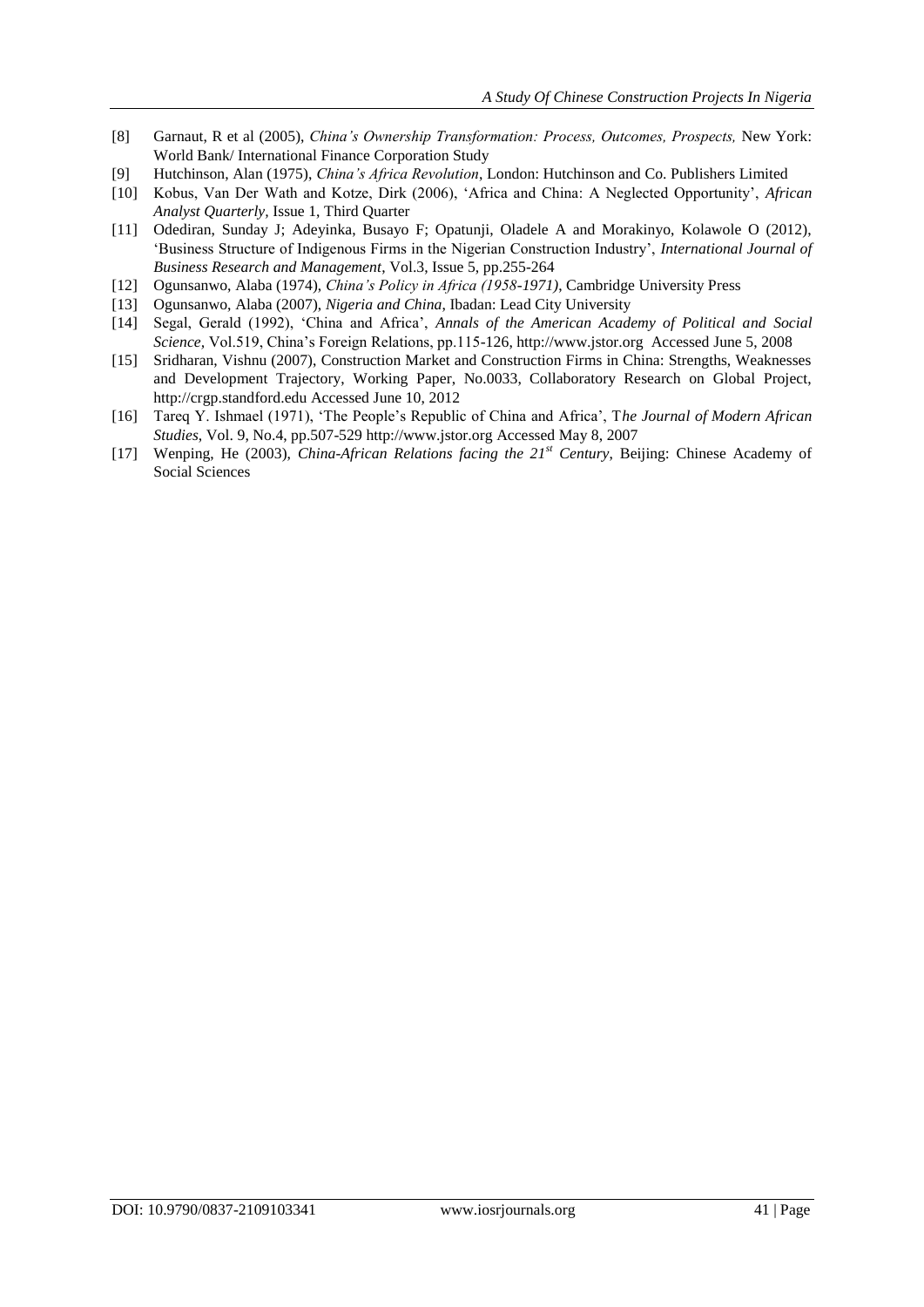[8] Garnaut, R et al (2005), *China's Ownership Transformation: Process, Outcomes, Prospects,* New York: World Bank/ International Finance Corporation Study

[9] Hutchinson, Alan (1975), *China's Africa Revolution*, London: Hutchinson and Co. Publishers Limited

[10] Kobus, Van Der Wath and Kotze, Dirk (2006), 'Africa and China: A Neglected Opportunity', *African Analyst Quarterly,* Issue 1, Third Quarter

[11] Odediran, Sunday J; Adeyinka, Busayo F; Opatunji, Oladele A and Morakinyo, Kolawole O (2012), 'Business Structure of Indigenous Firms in the Nigerian Construction Industry', *International Journal of Business Research and Management*, Vol.3, Issue 5, pp.255-264

[12] Ogunsanwo, Alaba (1974), *China's Policy in Africa (1958-1971)*, Cambridge University Press

[13] Ogunsanwo, Alaba (2007), *Nigeria and China,* Ibadan: Lead City University

[14] Segal, Gerald (1992), 'China and Africa', *Annals of the American Academy of Political and Social Science,* Vol.519, China's Foreign Relations, pp.115-126, http://www.jstor.org Accessed June 5, 2008

[15] Sridharan, Vishnu (2007), Construction Market and Construction Firms in China: Strengths, Weaknesses and Development Trajectory, Working Paper, No.0033, Collaboratory Research on Global Project, http://crgp.standford.edu Accessed June 10, 2012

[16] Tareq Y. Ishmael (1971), 'The People's Republic of China and Africa', *The Journal of Modern African Studies*, Vol. 9, No.4, pp.507-529 http://www.jstor.org Accessed May 8, 2007

[17] Wenping, He (2003), *China-African Relations facing the 21st Century*, Beijing: Chinese Academy of Social Sciences